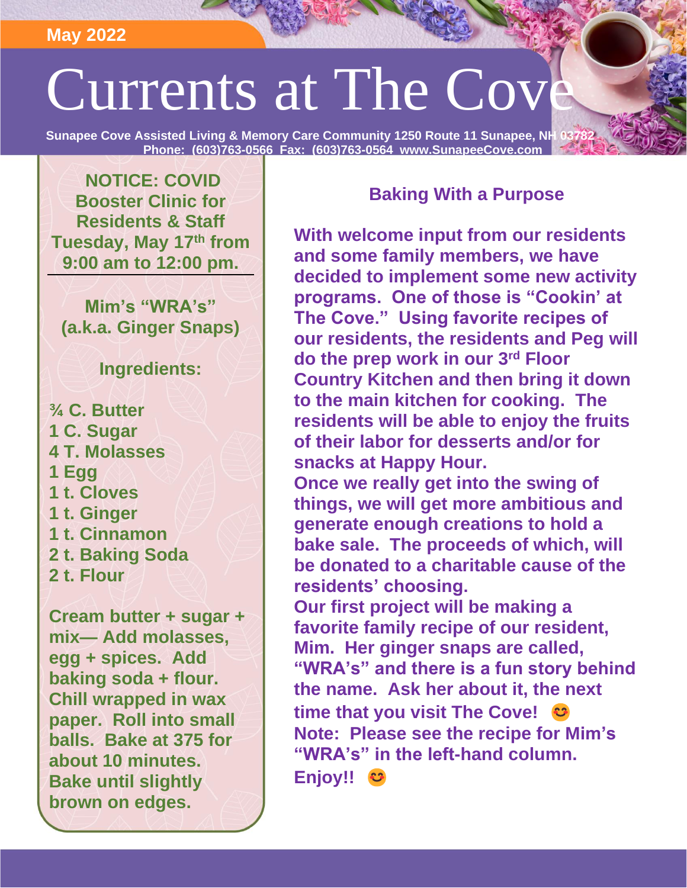May 2022

# Currents at The Cove

**Sunapee Cove Assisted Living & Memory Care Community 1250 Route 11 Sunapee, NH 03782**
**Phone: (603)763-0566 Fax: (603)763-0564 www.SunapeeCove.com**

**NOTICE: COVID Booster Clinic for Residents & Staff Tuesday, May 17th from 9:00 am to 12:00 pm.**

---

**Mim's "WRA's" (a.k.a. Ginger Snaps)**

**Ingredients:**

**¾ C. Butter**
**1 C. Sugar**
**4 T. Molasses**
**1 Egg**
**1 t. Cloves**
**1 t. Ginger**
**1 t. Cinnamon**
**2 t. Baking Soda**
**2 t. Flour**

**Cream butter + sugar + mix— Add molasses, egg + spices. Add baking soda + flour. Chill wrapped in wax paper. Roll into small balls. Bake at 375 for about 10 minutes. Bake until slightly brown on edges.**

## Baking With a Purpose

**With welcome input from our residents and some family members, we have decided to implement some new activity programs. One of those is "Cookin' at The Cove." Using favorite recipes of our residents, the residents and Peg will do the prep work in our 3rd Floor Country Kitchen and then bring it down to the main kitchen for cooking. The residents will be able to enjoy the fruits of their labor for desserts and/or for snacks at Happy Hour.**

**Once we really get into the swing of things, we will get more ambitious and generate enough creations to hold a bake sale. The proceeds of which, will be donated to a charitable cause of the residents' choosing.**

**Our first project will be making a favorite family recipe of our resident, Mim. Her ginger snaps are called, "WRA's" and there is a fun story behind the name. Ask her about it, the next time that you visit The Cove! 😊**

**Note: Please see the recipe for Mim's "WRA's" in the left-hand column. Enjoy!! 😊**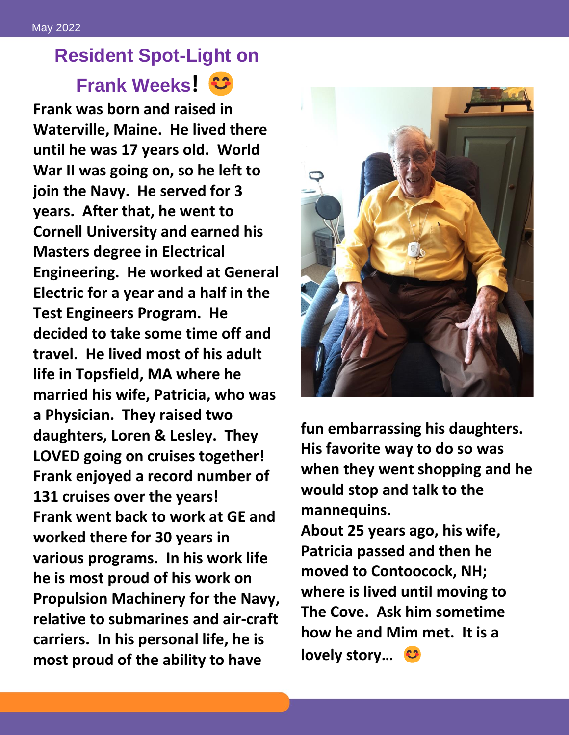# Resident Spot-Light on Frank Weeks! 😊

**Frank was born and raised in Waterville, Maine. He lived there until he was 17 years old. World War II was going on, so he left to join the Navy. He served for 3 years. After that, he went to Cornell University and earned his Masters degree in Electrical Engineering. He worked at General Electric for a year and a half in the Test Engineers Program. He decided to take some time off and travel. He lived most of his adult life in Topsfield, MA where he married his wife, Patricia, who was a Physician. They raised two daughters, Loren & Lesley. They LOVED going on cruises together! Frank enjoyed a record number of 131 cruises over the years!**

**Frank went back to work at GE and worked there for 30 years in various programs. In his work life he is most proud of his work on Propulsion Machinery for the Navy, relative to submarines and air-craft carriers. In his personal life, he is most proud of the ability to have fun embarrassing his daughters. His favorite way to do so was when they went shopping and he would stop and talk to the mannequins.**

**About 25 years ago, his wife, Patricia passed and then he moved to Contoocock, NH; where is lived until moving to The Cove. Ask him sometime how he and Mim met. It is a lovely story… 😊**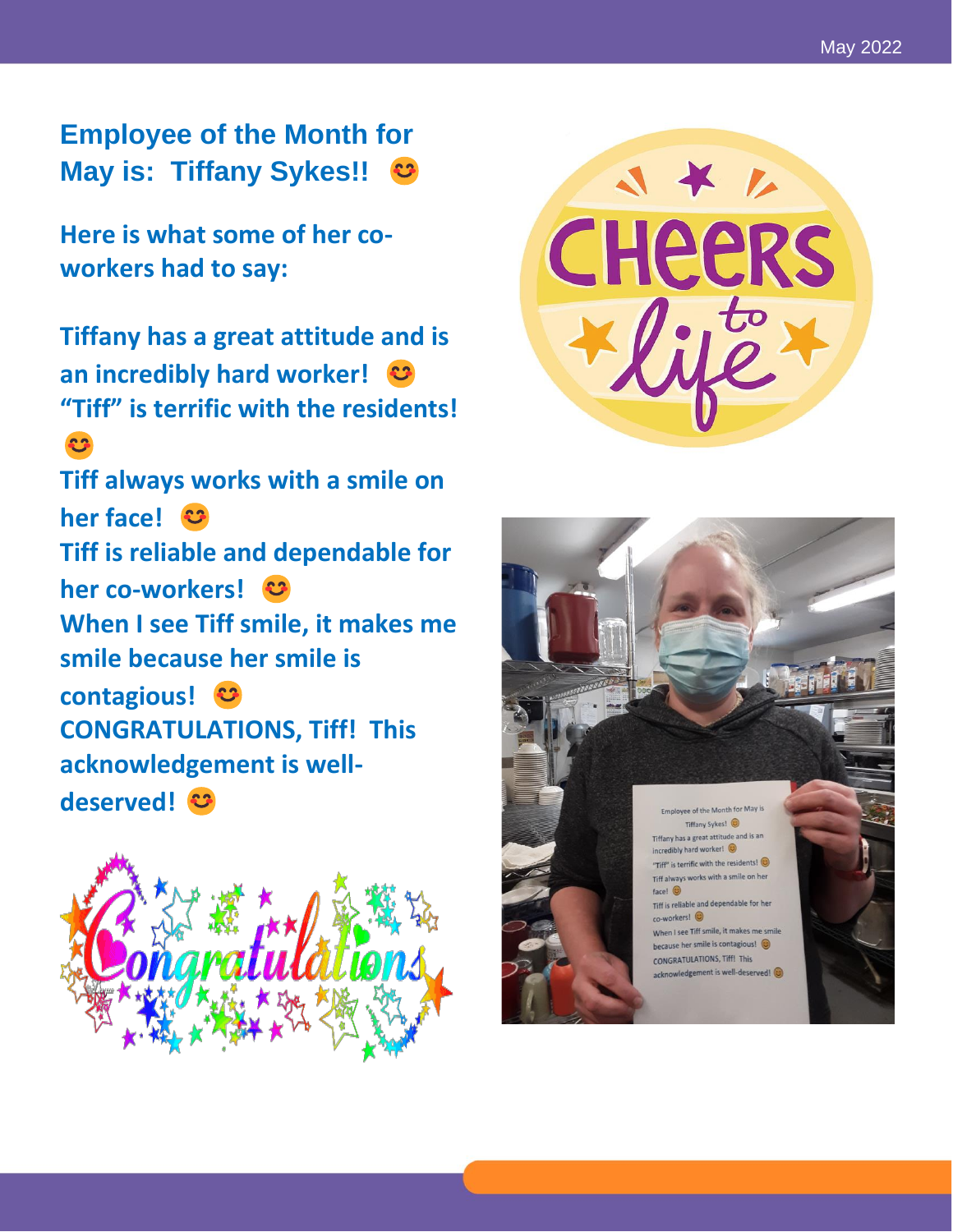## Employee of the Month for May is: Tiffany Sykes!! 😊

**Here is what some of her co-workers had to say:**

**Tiffany has a great attitude and is an incredibly hard worker! 😊**
**"Tiff" is terrific with the residents! 😊**
**Tiff always works with a smile on her face! 😊**
**Tiff is reliable and dependable for her co-workers! 😊**
**When I see Tiff smile, it makes me smile because her smile is contagious! 😊**
**CONGRATULATIONS, Tiff! This acknowledgement is well-deserved! 😊**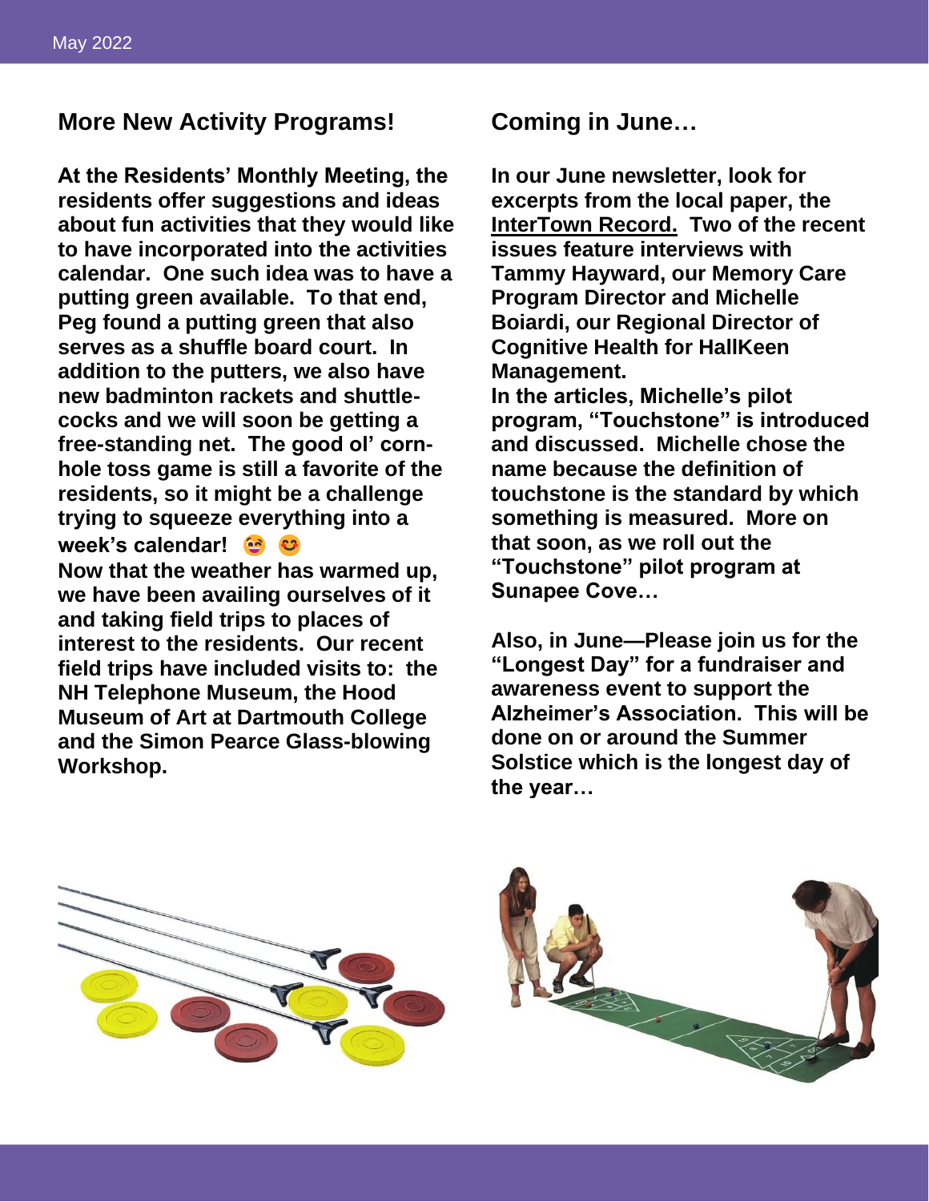## More New Activity Programs!

**At the Residents' Monthly Meeting, the residents offer suggestions and ideas about fun activities that they would like to have incorporated into the activities calendar. One such idea was to have a putting green available. To that end, Peg found a putting green that also serves as a shuffle board court. In addition to the putters, we also have new badminton rackets and shuttle-cocks and we will soon be getting a free-standing net. The good ol' corn-hole toss game is still a favorite of the residents, so it might be a challenge trying to squeeze everything into a week's calendar! 😂 😊**

**Now that the weather has warmed up, we have been availing ourselves of it and taking field trips to places of interest to the residents. Our recent field trips have included visits to: the NH Telephone Museum, the Hood Museum of Art at Dartmouth College and the Simon Pearce Glass-blowing Workshop.**

## Coming in June…

**In our June newsletter, look for excerpts from the local paper, the <u>InterTown Record.</u> Two of the recent issues feature interviews with Tammy Hayward, our Memory Care Program Director and Michelle Boiardi, our Regional Director of Cognitive Health for HallKeen Management.**

**In the articles, Michelle's pilot program, "Touchstone" is introduced and discussed. Michelle chose the name because the definition of touchstone is the standard by which something is measured. More on that soon, as we roll out the "Touchstone" pilot program at Sunapee Cove…**

**Also, in June—Please join us for the "Longest Day" for a fundraiser and awareness event to support the Alzheimer's Association. This will be done on or around the Summer Solstice which is the longest day of the year…**